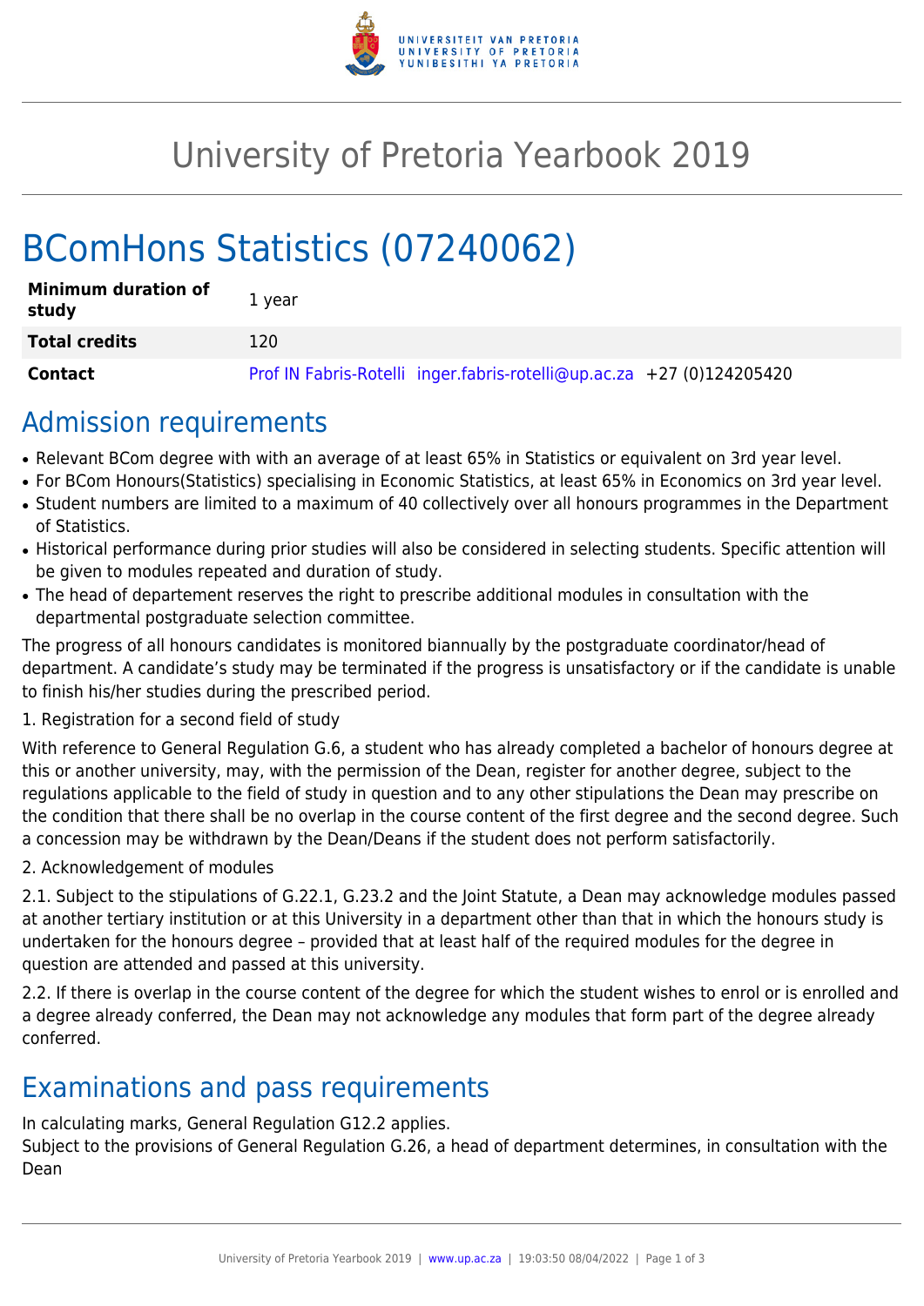# University of Pretoria Yearbook 2019

# BComHons Statistics (07240062)

| Minimum duration of study | 1 year |
|---|---|
| **Total credits** | 120 |
| **Contact** | Prof IN Fabris-Rotelli inger.fabris-rotelli@up.ac.za +27 (0)124205420 |

## Admission requirements

- Relevant BCom degree with with an average of at least 65% in Statistics or equivalent on 3rd year level.
- For BCom Honours(Statistics) specialising in Economic Statistics, at least 65% in Economics on 3rd year level.
- Student numbers are limited to a maximum of 40 collectively over all honours programmes in the Department of Statistics.
- Historical performance during prior studies will also be considered in selecting students. Specific attention will be given to modules repeated and duration of study.
- The head of departement reserves the right to prescribe additional modules in consultation with the departmental postgraduate selection committee.

The progress of all honours candidates is monitored biannually by the postgraduate coordinator/head of department. A candidate's study may be terminated if the progress is unsatisfactory or if the candidate is unable to finish his/her studies during the prescribed period.

1. Registration for a second field of study

With reference to General Regulation G.6, a student who has already completed a bachelor of honours degree at this or another university, may, with the permission of the Dean, register for another degree, subject to the regulations applicable to the field of study in question and to any other stipulations the Dean may prescribe on the condition that there shall be no overlap in the course content of the first degree and the second degree. Such a concession may be withdrawn by the Dean/Deans if the student does not perform satisfactorily.

2. Acknowledgement of modules

2.1. Subject to the stipulations of G.22.1, G.23.2 and the Joint Statute, a Dean may acknowledge modules passed at another tertiary institution or at this University in a department other than that in which the honours study is undertaken for the honours degree – provided that at least half of the required modules for the degree in question are attended and passed at this university.

2.2. If there is overlap in the course content of the degree for which the student wishes to enrol or is enrolled and a degree already conferred, the Dean may not acknowledge any modules that form part of the degree already conferred.

## Examinations and pass requirements

In calculating marks, General Regulation G12.2 applies.
Subject to the provisions of General Regulation G.26, a head of department determines, in consultation with the Dean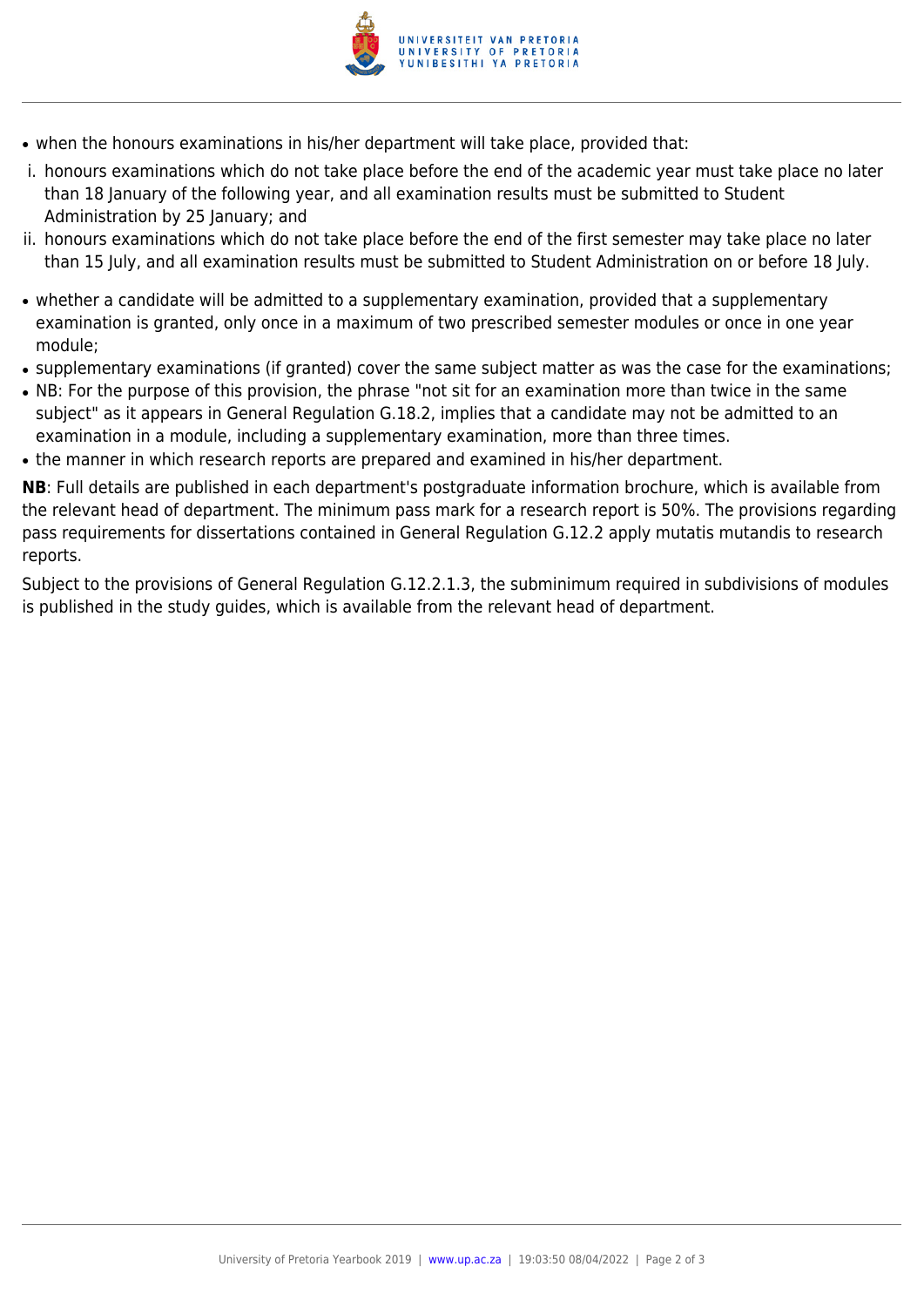- when the honours examinations in his/her department will take place, provided that:

i. honours examinations which do not take place before the end of the academic year must take place no later than 18 January of the following year, and all examination results must be submitted to Student Administration by 25 January; and

ii. honours examinations which do not take place before the end of the first semester may take place no later than 15 July, and all examination results must be submitted to Student Administration on or before 18 July.

- whether a candidate will be admitted to a supplementary examination, provided that a supplementary examination is granted, only once in a maximum of two prescribed semester modules or once in one year module;
- supplementary examinations (if granted) cover the same subject matter as was the case for the examinations;
- NB: For the purpose of this provision, the phrase "not sit for an examination more than twice in the same subject" as it appears in General Regulation G.18.2, implies that a candidate may not be admitted to an examination in a module, including a supplementary examination, more than three times.
- the manner in which research reports are prepared and examined in his/her department.

**NB**: Full details are published in each department's postgraduate information brochure, which is available from the relevant head of department. The minimum pass mark for a research report is 50%. The provisions regarding pass requirements for dissertations contained in General Regulation G.12.2 apply mutatis mutandis to research reports.

Subject to the provisions of General Regulation G.12.2.1.3, the subminimum required in subdivisions of modules is published in the study guides, which is available from the relevant head of department.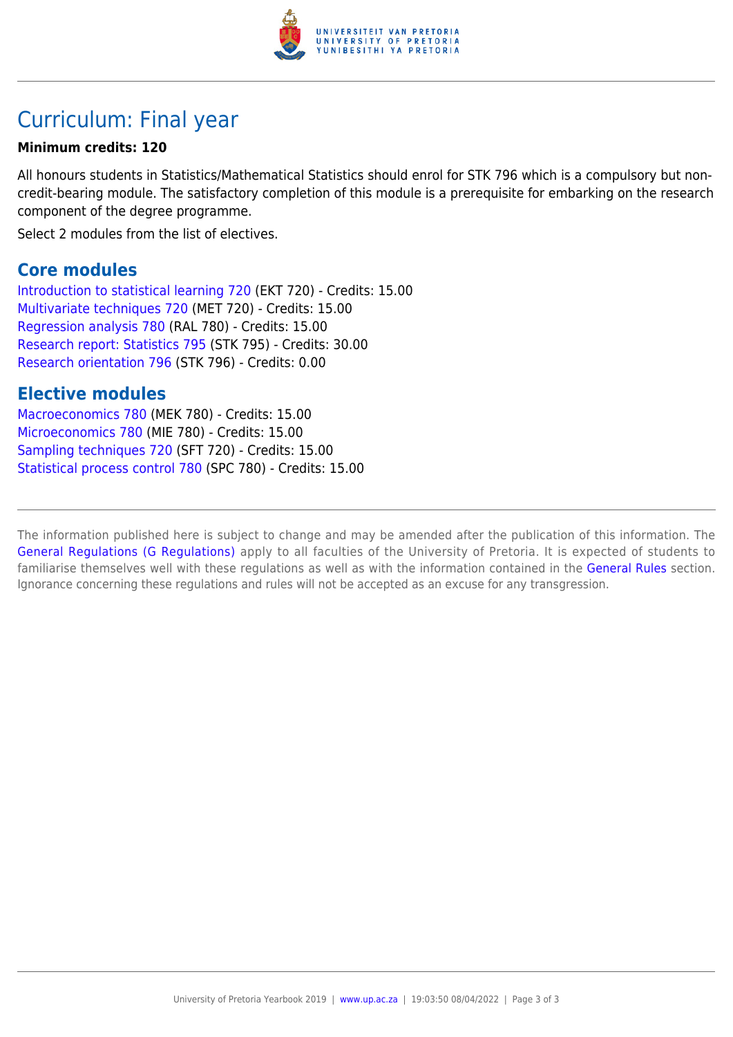# Curriculum: Final year

**Minimum credits: 120**

All honours students in Statistics/Mathematical Statistics should enrol for STK 796 which is a compulsory but non-credit-bearing module. The satisfactory completion of this module is a prerequisite for embarking on the research component of the degree programme.

Select 2 modules from the list of electives.

## Core modules

Introduction to statistical learning 720 (EKT 720) - Credits: 15.00
Multivariate techniques 720 (MET 720) - Credits: 15.00
Regression analysis 780 (RAL 780) - Credits: 15.00
Research report: Statistics 795 (STK 795) - Credits: 30.00
Research orientation 796 (STK 796) - Credits: 0.00

## Elective modules

Macroeconomics 780 (MEK 780) - Credits: 15.00
Microeconomics 780 (MIE 780) - Credits: 15.00
Sampling techniques 720 (SFT 720) - Credits: 15.00
Statistical process control 780 (SPC 780) - Credits: 15.00

The information published here is subject to change and may be amended after the publication of this information. The General Regulations (G Regulations) apply to all faculties of the University of Pretoria. It is expected of students to familiarise themselves well with these regulations as well as with the information contained in the General Rules section. Ignorance concerning these regulations and rules will not be accepted as an excuse for any transgression.